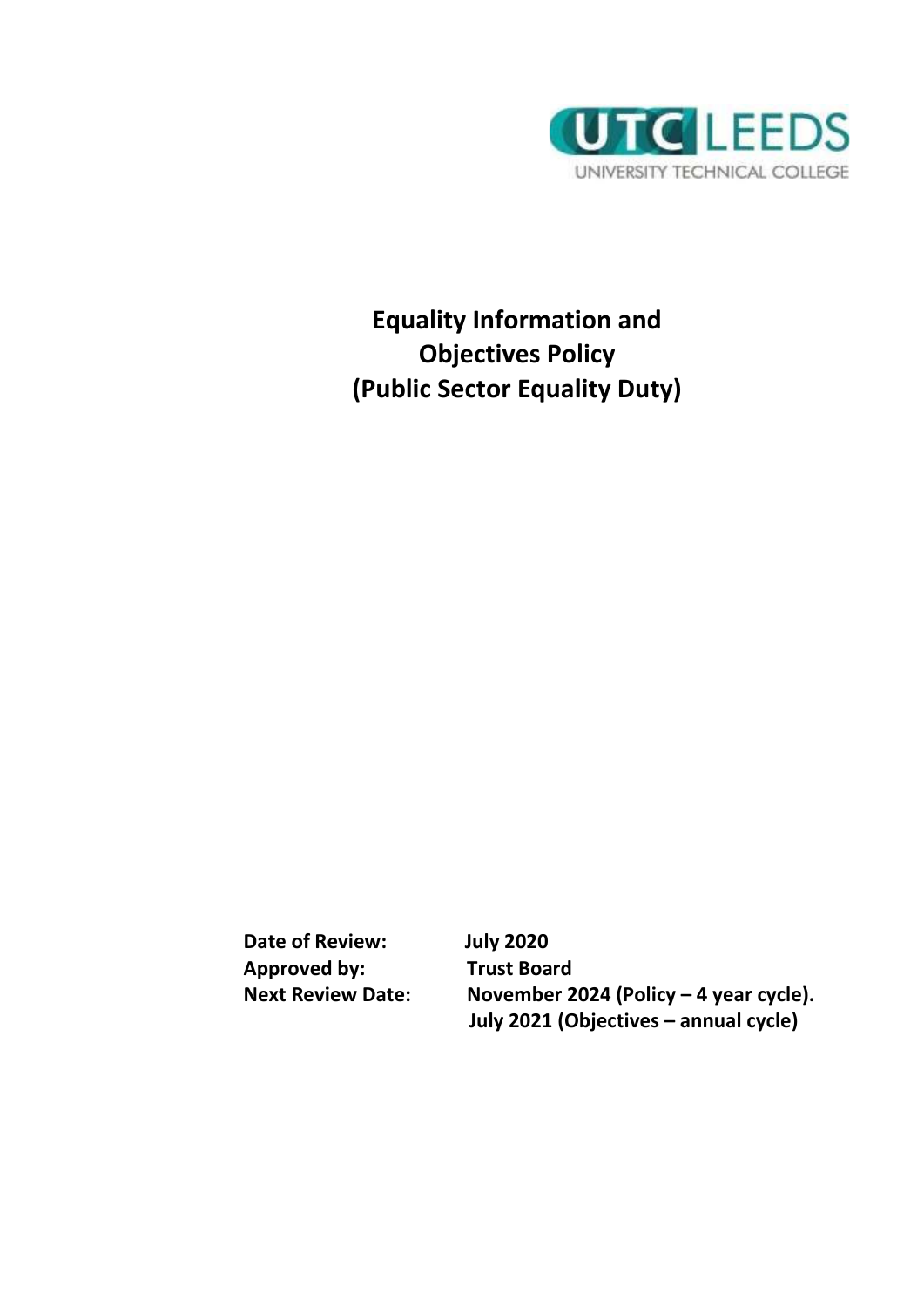UTC LEEDS
UNIVERSITY TECHNICAL COLLEGE

# Equality Information and Objectives Policy (Public Sector Equality Duty)

**Date of Review:** July 2020
**Approved by:** Trust Board
**Next Review Date:** November 2024 (Policy – 4 year cycle).
July 2021 (Objectives – annual cycle)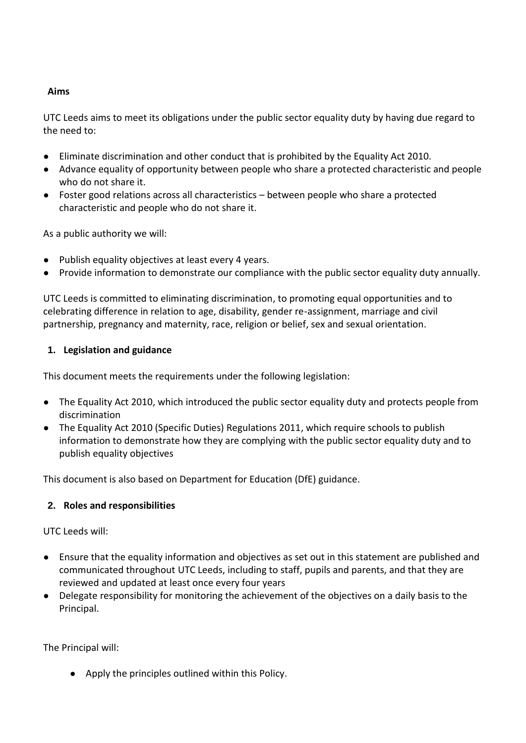## Aims

UTC Leeds aims to meet its obligations under the public sector equality duty by having due regard to the need to:

- Eliminate discrimination and other conduct that is prohibited by the Equality Act 2010.
- Advance equality of opportunity between people who share a protected characteristic and people who do not share it.
- Foster good relations across all characteristics – between people who share a protected characteristic and people who do not share it.

As a public authority we will:

- Publish equality objectives at least every 4 years.
- Provide information to demonstrate our compliance with the public sector equality duty annually.

UTC Leeds is committed to eliminating discrimination, to promoting equal opportunities and to celebrating difference in relation to age, disability, gender re-assignment, marriage and civil partnership, pregnancy and maternity, race, religion or belief, sex and sexual orientation.

## 1. Legislation and guidance

This document meets the requirements under the following legislation:

- The Equality Act 2010, which introduced the public sector equality duty and protects people from discrimination
- The Equality Act 2010 (Specific Duties) Regulations 2011, which require schools to publish information to demonstrate how they are complying with the public sector equality duty and to publish equality objectives

This document is also based on Department for Education (DfE) guidance.

## 2. Roles and responsibilities

UTC Leeds will:

- Ensure that the equality information and objectives as set out in this statement are published and communicated throughout UTC Leeds, including to staff, pupils and parents, and that they are reviewed and updated at least once every four years
- Delegate responsibility for monitoring the achievement of the objectives on a daily basis to the Principal.

The Principal will:

- Apply the principles outlined within this Policy.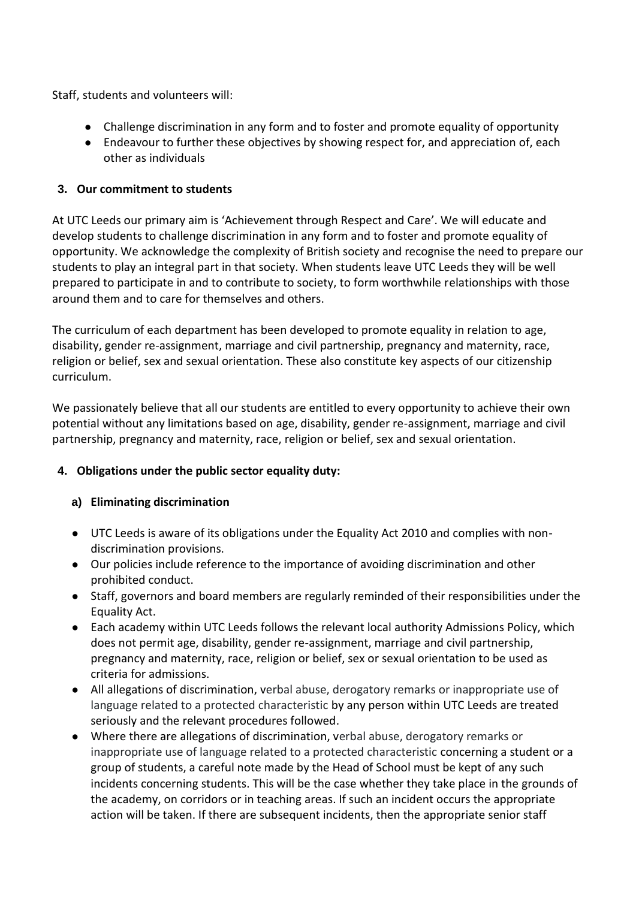Staff, students and volunteers will:

- Challenge discrimination in any form and to foster and promote equality of opportunity
- Endeavour to further these objectives by showing respect for, and appreciation of, each other as individuals

## 3. Our commitment to students

At UTC Leeds our primary aim is 'Achievement through Respect and Care'. We will educate and develop students to challenge discrimination in any form and to foster and promote equality of opportunity. We acknowledge the complexity of British society and recognise the need to prepare our students to play an integral part in that society. When students leave UTC Leeds they will be well prepared to participate in and to contribute to society, to form worthwhile relationships with those around them and to care for themselves and others.

The curriculum of each department has been developed to promote equality in relation to age, disability, gender re-assignment, marriage and civil partnership, pregnancy and maternity, race, religion or belief, sex and sexual orientation. These also constitute key aspects of our citizenship curriculum.

We passionately believe that all our students are entitled to every opportunity to achieve their own potential without any limitations based on age, disability, gender re-assignment, marriage and civil partnership, pregnancy and maternity, race, religion or belief, sex and sexual orientation.

## 4. Obligations under the public sector equality duty:

### a) Eliminating discrimination

- UTC Leeds is aware of its obligations under the Equality Act 2010 and complies with non-discrimination provisions.
- Our policies include reference to the importance of avoiding discrimination and other prohibited conduct.
- Staff, governors and board members are regularly reminded of their responsibilities under the Equality Act.
- Each academy within UTC Leeds follows the relevant local authority Admissions Policy, which does not permit age, disability, gender re-assignment, marriage and civil partnership, pregnancy and maternity, race, religion or belief, sex or sexual orientation to be used as criteria for admissions.
- All allegations of discrimination, verbal abuse, derogatory remarks or inappropriate use of language related to a protected characteristic by any person within UTC Leeds are treated seriously and the relevant procedures followed.
- Where there are allegations of discrimination, verbal abuse, derogatory remarks or inappropriate use of language related to a protected characteristic concerning a student or a group of students, a careful note made by the Head of School must be kept of any such incidents concerning students. This will be the case whether they take place in the grounds of the academy, on corridors or in teaching areas. If such an incident occurs the appropriate action will be taken. If there are subsequent incidents, then the appropriate senior staff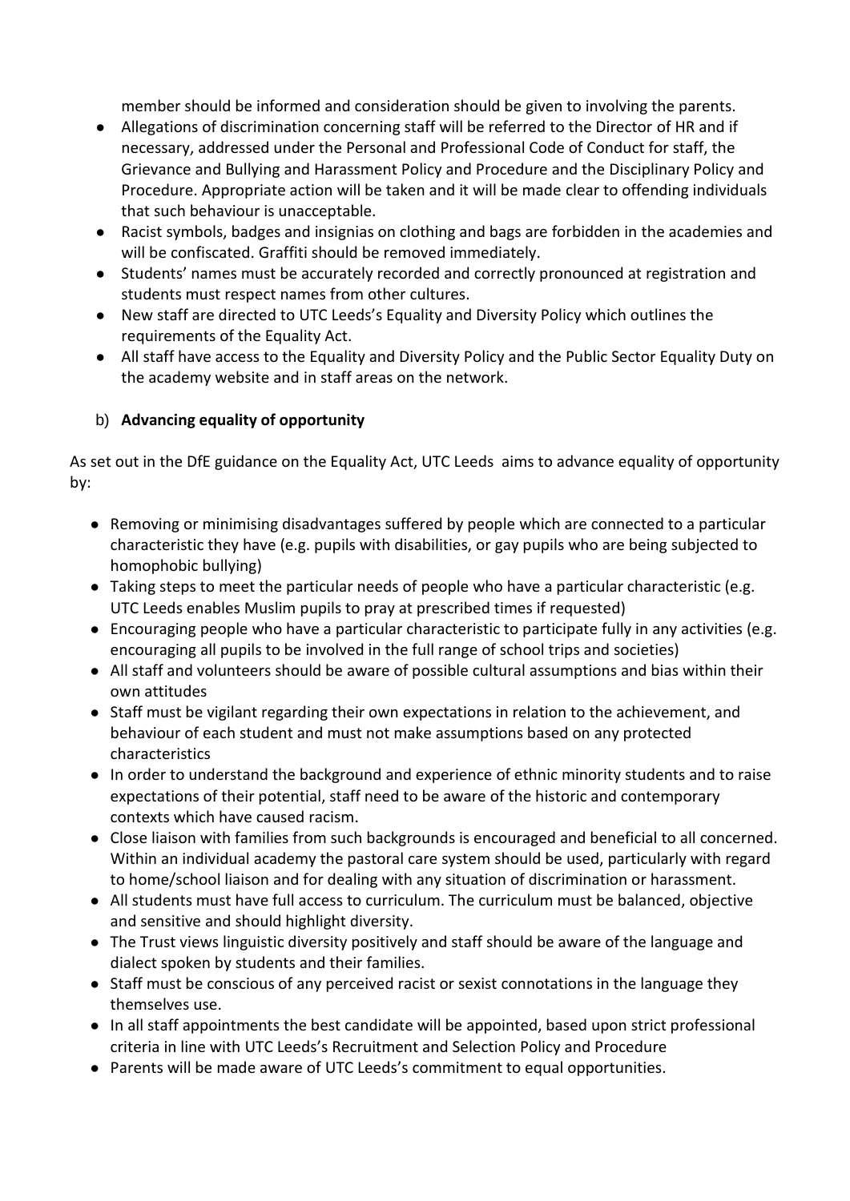member should be informed and consideration should be given to involving the parents.

- Allegations of discrimination concerning staff will be referred to the Director of HR and if necessary, addressed under the Personal and Professional Code of Conduct for staff, the Grievance and Bullying and Harassment Policy and Procedure and the Disciplinary Policy and Procedure. Appropriate action will be taken and it will be made clear to offending individuals that such behaviour is unacceptable.
- Racist symbols, badges and insignias on clothing and bags are forbidden in the academies and will be confiscated. Graffiti should be removed immediately.
- Students' names must be accurately recorded and correctly pronounced at registration and students must respect names from other cultures.
- New staff are directed to UTC Leeds's Equality and Diversity Policy which outlines the requirements of the Equality Act.
- All staff have access to the Equality and Diversity Policy and the Public Sector Equality Duty on the academy website and in staff areas on the network.

b) **Advancing equality of opportunity**

As set out in the DfE guidance on the Equality Act, UTC Leeds aims to advance equality of opportunity by:

- Removing or minimising disadvantages suffered by people which are connected to a particular characteristic they have (e.g. pupils with disabilities, or gay pupils who are being subjected to homophobic bullying)
- Taking steps to meet the particular needs of people who have a particular characteristic (e.g. UTC Leeds enables Muslim pupils to pray at prescribed times if requested)
- Encouraging people who have a particular characteristic to participate fully in any activities (e.g. encouraging all pupils to be involved in the full range of school trips and societies)
- All staff and volunteers should be aware of possible cultural assumptions and bias within their own attitudes
- Staff must be vigilant regarding their own expectations in relation to the achievement, and behaviour of each student and must not make assumptions based on any protected characteristics
- In order to understand the background and experience of ethnic minority students and to raise expectations of their potential, staff need to be aware of the historic and contemporary contexts which have caused racism.
- Close liaison with families from such backgrounds is encouraged and beneficial to all concerned. Within an individual academy the pastoral care system should be used, particularly with regard to home/school liaison and for dealing with any situation of discrimination or harassment.
- All students must have full access to curriculum. The curriculum must be balanced, objective and sensitive and should highlight diversity.
- The Trust views linguistic diversity positively and staff should be aware of the language and dialect spoken by students and their families.
- Staff must be conscious of any perceived racist or sexist connotations in the language they themselves use.
- In all staff appointments the best candidate will be appointed, based upon strict professional criteria in line with UTC Leeds's Recruitment and Selection Policy and Procedure
- Parents will be made aware of UTC Leeds's commitment to equal opportunities.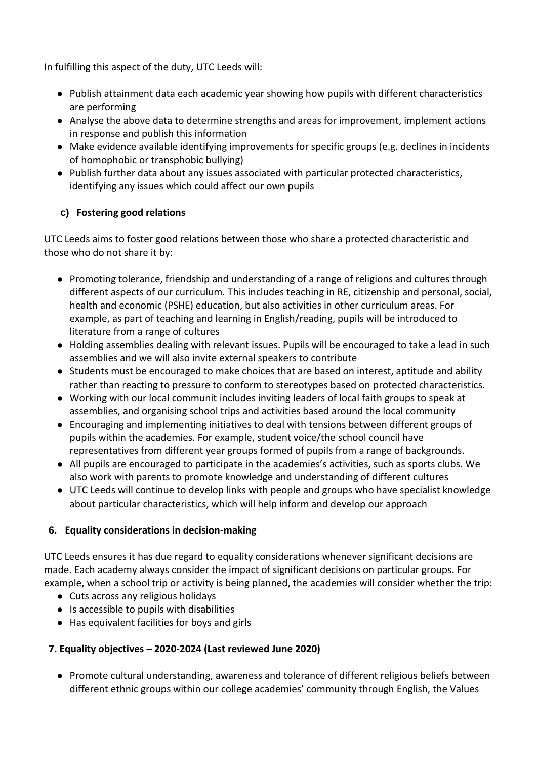In fulfilling this aspect of the duty, UTC Leeds will:

- Publish attainment data each academic year showing how pupils with different characteristics are performing
- Analyse the above data to determine strengths and areas for improvement, implement actions in response and publish this information
- Make evidence available identifying improvements for specific groups (e.g. declines in incidents of homophobic or transphobic bullying)
- Publish further data about any issues associated with particular protected characteristics, identifying any issues which could affect our own pupils

### c) Fostering good relations

UTC Leeds aims to foster good relations between those who share a protected characteristic and those who do not share it by:

- Promoting tolerance, friendship and understanding of a range of religions and cultures through different aspects of our curriculum. This includes teaching in RE, citizenship and personal, social, health and economic (PSHE) education, but also activities in other curriculum areas. For example, as part of teaching and learning in English/reading, pupils will be introduced to literature from a range of cultures
- Holding assemblies dealing with relevant issues. Pupils will be encouraged to take a lead in such assemblies and we will also invite external speakers to contribute
- Students must be encouraged to make choices that are based on interest, aptitude and ability rather than reacting to pressure to conform to stereotypes based on protected characteristics.
- Working with our local communit includes inviting leaders of local faith groups to speak at assemblies, and organising school trips and activities based around the local community
- Encouraging and implementing initiatives to deal with tensions between different groups of pupils within the academies. For example, student voice/the school council have representatives from different year groups formed of pupils from a range of backgrounds.
- All pupils are encouraged to participate in the academies's activities, such as sports clubs. We also work with parents to promote knowledge and understanding of different cultures
- UTC Leeds will continue to develop links with people and groups who have specialist knowledge about particular characteristics, which will help inform and develop our approach

## 6. Equality considerations in decision-making

UTC Leeds ensures it has due regard to equality considerations whenever significant decisions are made. Each academy always consider the impact of significant decisions on particular groups. For example, when a school trip or activity is being planned, the academies will consider whether the trip:

- Cuts across any religious holidays
- Is accessible to pupils with disabilities
- Has equivalent facilities for boys and girls

## 7. Equality objectives – 2020-2024 (Last reviewed June 2020)

- Promote cultural understanding, awareness and tolerance of different religious beliefs between different ethnic groups within our college academies' community through English, the Values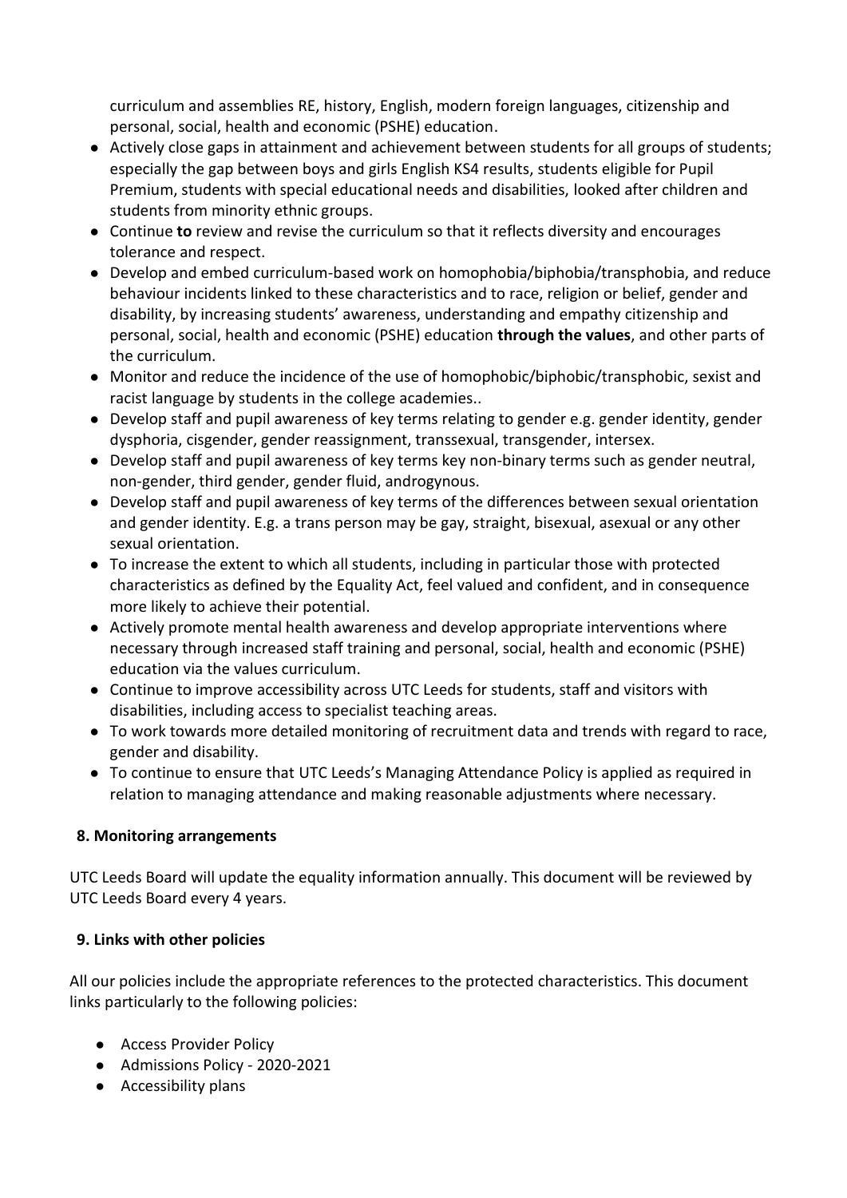curriculum and assemblies RE, history, English, modern foreign languages, citizenship and personal, social, health and economic (PSHE) education.

- Actively close gaps in attainment and achievement between students for all groups of students; especially the gap between boys and girls English KS4 results, students eligible for Pupil Premium, students with special educational needs and disabilities, looked after children and students from minority ethnic groups.
- Continue **to** review and revise the curriculum so that it reflects diversity and encourages tolerance and respect.
- Develop and embed curriculum-based work on homophobia/biphobia/transphobia, and reduce behaviour incidents linked to these characteristics and to race, religion or belief, gender and disability, by increasing students' awareness, understanding and empathy citizenship and personal, social, health and economic (PSHE) education **through the values**, and other parts of the curriculum.
- Monitor and reduce the incidence of the use of homophobic/biphobic/transphobic, sexist and racist language by students in the college academies..
- Develop staff and pupil awareness of key terms relating to gender e.g. gender identity, gender dysphoria, cisgender, gender reassignment, transsexual, transgender, intersex.
- Develop staff and pupil awareness of key terms key non-binary terms such as gender neutral, non-gender, third gender, gender fluid, androgynous.
- Develop staff and pupil awareness of key terms of the differences between sexual orientation and gender identity. E.g. a trans person may be gay, straight, bisexual, asexual or any other sexual orientation.
- To increase the extent to which all students, including in particular those with protected characteristics as defined by the Equality Act, feel valued and confident, and in consequence more likely to achieve their potential.
- Actively promote mental health awareness and develop appropriate interventions where necessary through increased staff training and personal, social, health and economic (PSHE) education via the values curriculum.
- Continue to improve accessibility across UTC Leeds for students, staff and visitors with disabilities, including access to specialist teaching areas.
- To work towards more detailed monitoring of recruitment data and trends with regard to race, gender and disability.
- To continue to ensure that UTC Leeds's Managing Attendance Policy is applied as required in relation to managing attendance and making reasonable adjustments where necessary.

## 8. Monitoring arrangements

UTC Leeds Board will update the equality information annually. This document will be reviewed by UTC Leeds Board every 4 years.

## 9. Links with other policies

All our policies include the appropriate references to the protected characteristics. This document links particularly to the following policies:

- Access Provider Policy
- Admissions Policy - 2020-2021
- Accessibility plans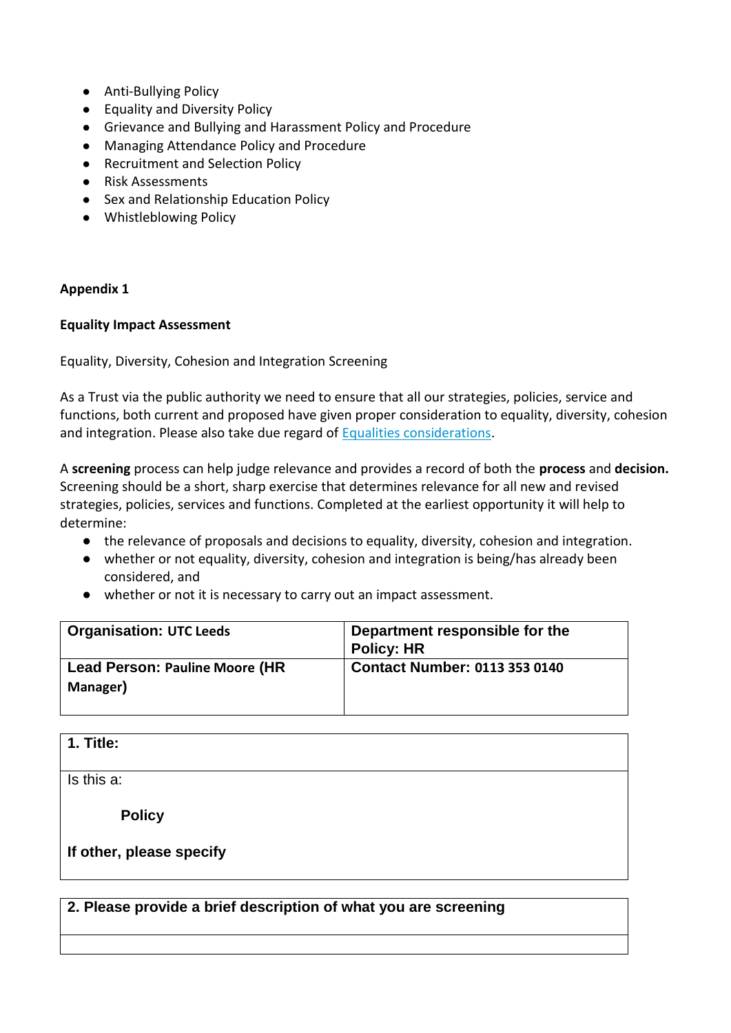- Anti-Bullying Policy
- Equality and Diversity Policy
- Grievance and Bullying and Harassment Policy and Procedure
- Managing Attendance Policy and Procedure
- Recruitment and Selection Policy
- Risk Assessments
- Sex and Relationship Education Policy
- Whistleblowing Policy

**Appendix 1**

**Equality Impact Assessment**

Equality, Diversity, Cohesion and Integration Screening

As a Trust via the public authority we need to ensure that all our strategies, policies, service and functions, both current and proposed have given proper consideration to equality, diversity, cohesion and integration. Please also take due regard of Equalities considerations.

A **screening** process can help judge relevance and provides a record of both the **process** and **decision.** Screening should be a short, sharp exercise that determines relevance for all new and revised strategies, policies, services and functions. Completed at the earliest opportunity it will help to determine:

- the relevance of proposals and decisions to equality, diversity, cohesion and integration.
- whether or not equality, diversity, cohesion and integration is being/has already been considered, and
- whether or not it is necessary to carry out an impact assessment.

| **Organisation: UTC Leeds** | **Department responsible for the Policy: HR** |
|---|---|
| **Lead Person: Pauline Moore (HR Manager)** | **Contact Number: 0113 353 0140** |

| **1. Title:** |
|---|
| Is this a:<br><br>**Policy**<br><br>**If other, please specify** |

| **2. Please provide a brief description of what you are screening** |
|---|
| |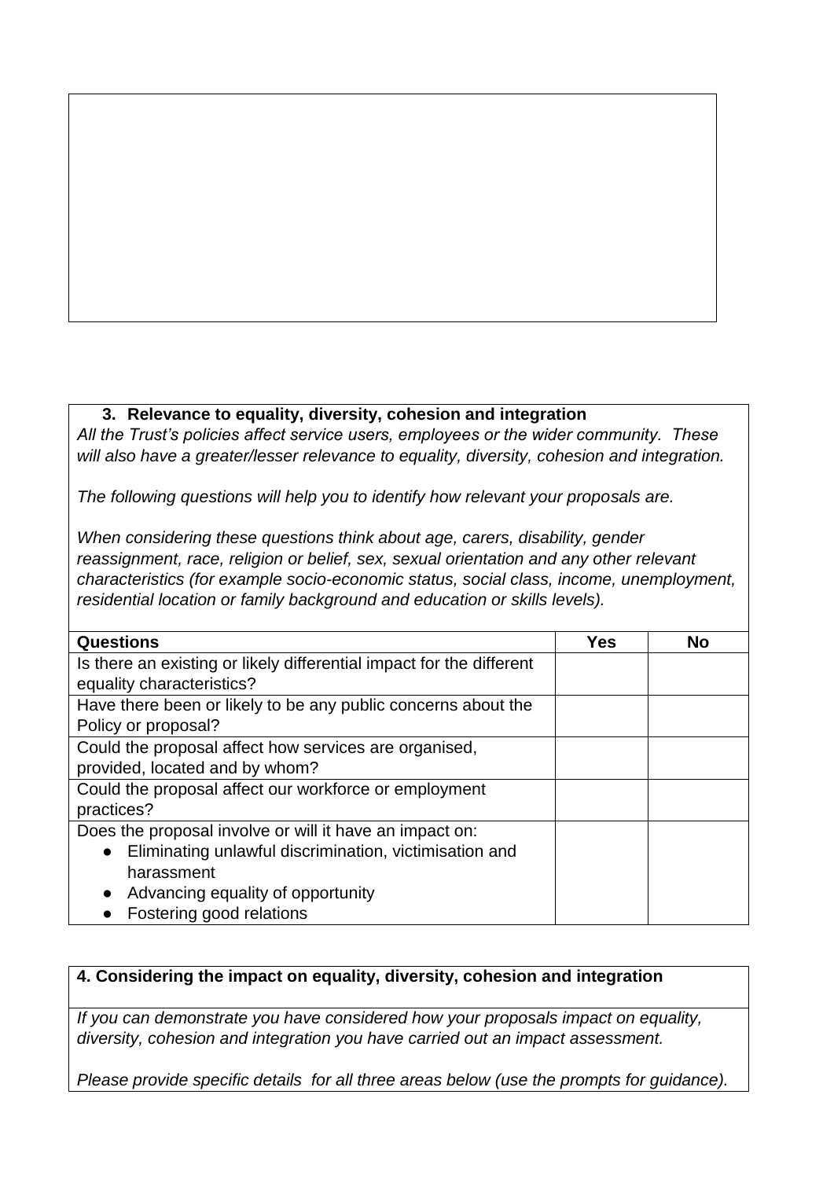### 3. Relevance to equality, diversity, cohesion and integration

*All the Trust's policies affect service users, employees or the wider community. These will also have a greater/lesser relevance to equality, diversity, cohesion and integration.*

*The following questions will help you to identify how relevant your proposals are.*

*When considering these questions think about age, carers, disability, gender reassignment, race, religion or belief, sex, sexual orientation and any other relevant characteristics (for example socio-economic status, social class, income, unemployment, residential location or family background and education or skills levels).*

| Questions | Yes | No |
|---|---|---|
| Is there an existing or likely differential impact for the different equality characteristics? | | |
| Have there been or likely to be any public concerns about the Policy or proposal? | | |
| Could the proposal affect how services are organised, provided, located and by whom? | | |
| Could the proposal affect our workforce or employment practices? | | |
| Does the proposal involve or will it have an impact on:<br>● Eliminating unlawful discrimination, victimisation and harassment<br>● Advancing equality of opportunity<br>● Fostering good relations | | |

### 4. Considering the impact on equality, diversity, cohesion and integration

*If you can demonstrate you have considered how your proposals impact on equality, diversity, cohesion and integration you have carried out an impact assessment.*

*Please provide specific details for all three areas below (use the prompts for guidance).*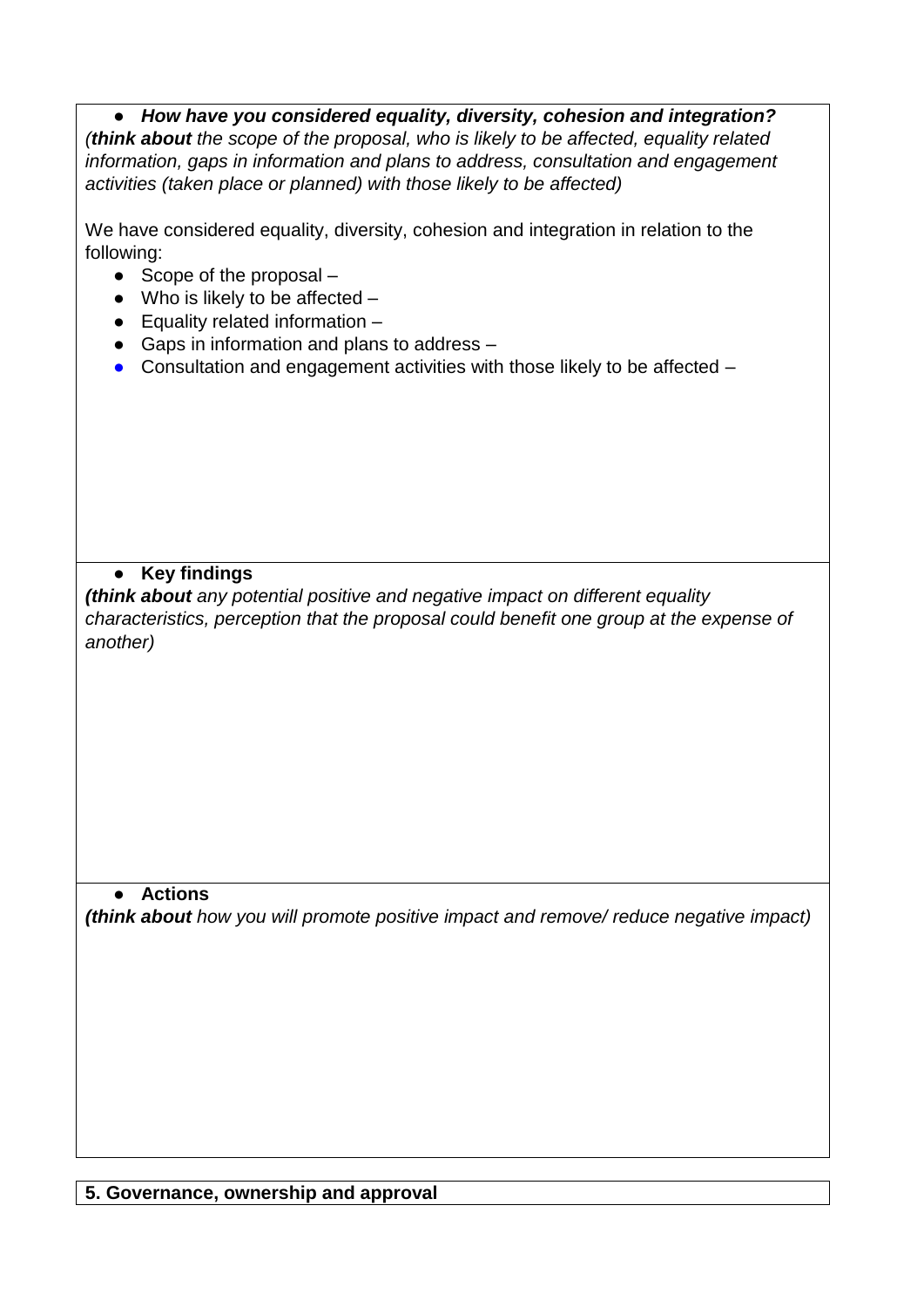- ***How have you considered equality, diversity, cohesion and integration?***

*(**think about** the scope of the proposal, who is likely to be affected, equality related information, gaps in information and plans to address, consultation and engagement activities (taken place or planned) with those likely to be affected)*

We have considered equality, diversity, cohesion and integration in relation to the following:

- Scope of the proposal –
- Who is likely to be affected –
- Equality related information –
- Gaps in information and plans to address –
- Consultation and engagement activities with those likely to be affected –

- **Key findings**

***(think about** any potential positive and negative impact on different equality characteristics, perception that the proposal could benefit one group at the expense of another)*

- **Actions**

***(think about** how you will promote positive impact and remove/ reduce negative impact)*

**5. Governance, ownership and approval**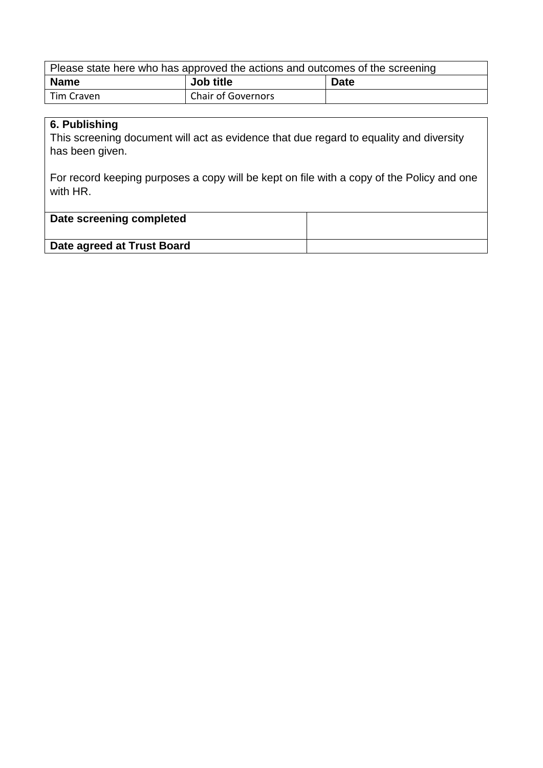| Please state here who has approved the actions and outcomes of the screening | | |
|---|---|---|
| **Name** | **Job title** | **Date** |
| Tim Craven | Chair of Governors | |

**6. Publishing**

This screening document will act as evidence that due regard to equality and diversity has been given.

For record keeping purposes a copy will be kept on file with a copy of the Policy and one with HR.

| | |
|---|---|
| **Date screening completed** | |
| **Date agreed at Trust Board** | |